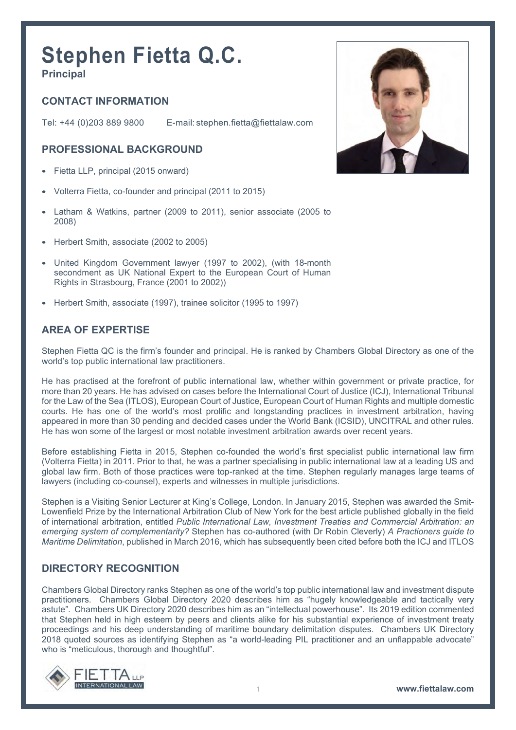# Stephen Fietta Q.C.

**Principal**

## CONTACT INFORMATION

Tel: +44 (0)203 889 9800 E-mail: stephen.fietta@fiettalaw.com

## PROFESSIONAL BACKGROUND

- Fietta LLP, principal (2015 onward)
- Volterra Fietta, co-founder and principal (2011 to 2015)
- Latham & Watkins, partner (2009 to 2011), senior associate (2005 to 2008)
- Herbert Smith, associate (2002 to 2005)
- United Kingdom Government lawyer (1997 to 2002), (with 18-month secondment as UK National Expert to the European Court of Human Rights in Strasbourg, France (2001 to 2002))
- Herbert Smith, associate (1997), trainee solicitor (1995 to 1997)

## AREA OF EXPERTISE

Stephen Fietta QC is the firm's founder and principal. He is ranked by Chambers Global Directory as one of the world's top public international law practitioners.

He has practised at the forefront of public international law, whether within government or private practice, for more than 20 years. He has advised on cases before the International Court of Justice (ICJ), International Tribunal for the Law of the Sea (ITLOS), European Court of Justice, European Court of Human Rights and multiple domestic courts. He has one of the world's most prolific and longstanding practices in investment arbitration, having appeared in more than 30 pending and decided cases under the World Bank (ICSID), UNCITRAL and other rules. He has won some of the largest or most notable investment arbitration awards over recent years.

Before establishing Fietta in 2015, Stephen co-founded the world's first specialist public international law firm (Volterra Fietta) in 2011. Prior to that, he was a partner specialising in public international law at a leading US and global law firm. Both of those practices were top-ranked at the time. Stephen regularly manages large teams of lawyers (including co-counsel), experts and witnesses in multiple jurisdictions.

Stephen is a Visiting Senior Lecturer at King's College, London. In January 2015, Stephen was awarded the Smit-Lowenfield Prize by the International Arbitration Club of New York for the best article published globally in the field of international arbitration, entitled *Public International Law, Investment Treaties and Commercial Arbitration: an emerging system of complementarity?* Stephen has co-authored (with Dr Robin Cleverly) *A Practioners guide to Maritime Delimitation*, published in March 2016, which has subsequently been cited before both the ICJ and ITLOS

## DIRECTORY RECOGNITION

Chambers Global Directory ranks Stephen as one of the world's top public international law and investment dispute practitioners. Chambers Global Directory 2020 describes him as "hugely knowledgeable and tactically very astute". Chambers UK Directory 2020 describes him as an "intellectual powerhouse". Its 2019 edition commented that Stephen held in high esteem by peers and clients alike for his substantial experience of investment treaty proceedings and his deep understanding of maritime boundary delimitation disputes. Chambers UK Directory 2018 quoted sources as identifying Stephen as "a world-leading PIL practitioner and an unflappable advocate" who is "meticulous, thorough and thoughtful".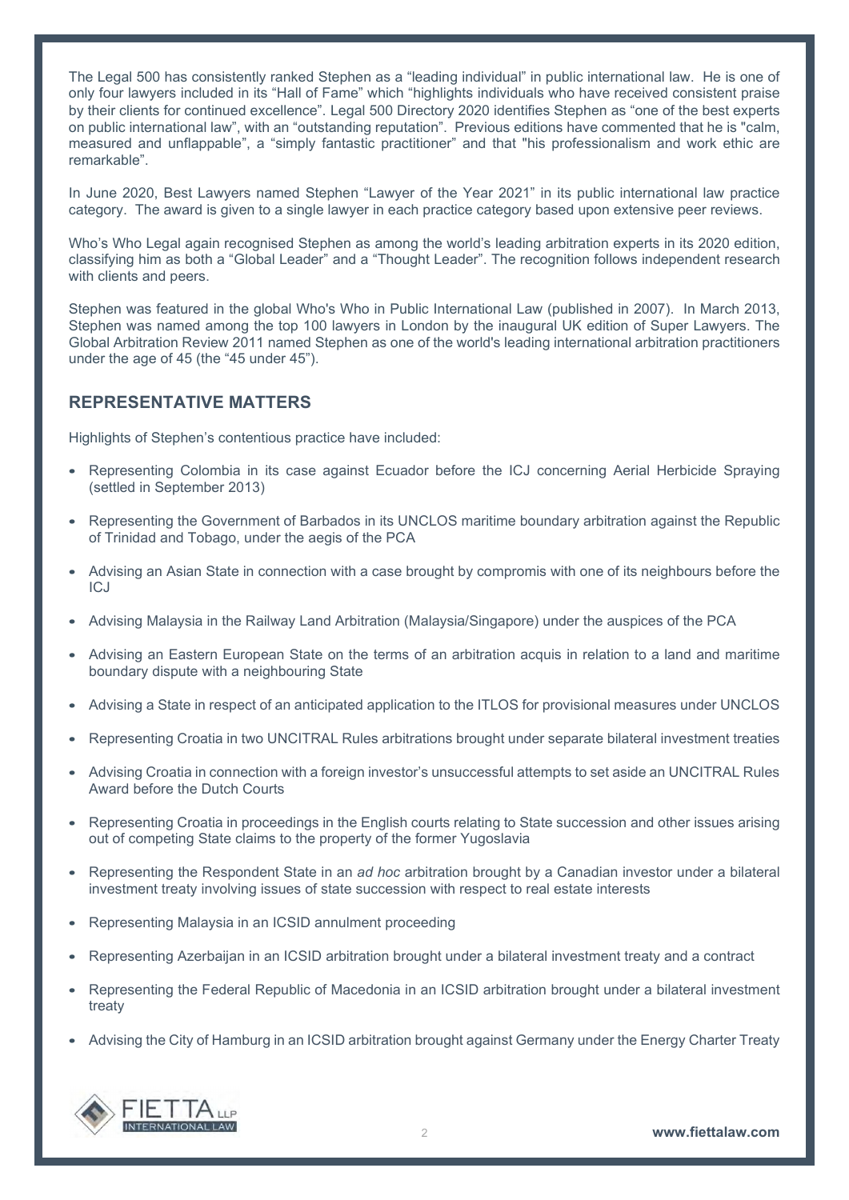The Legal 500 has consistently ranked Stephen as a "leading individual" in public international law. He is one of only four lawyers included in its "Hall of Fame" which "highlights individuals who have received consistent praise by their clients for continued excellence". Legal 500 Directory 2020 identifies Stephen as "one of the best experts on public international law", with an "outstanding reputation". Previous editions have commented that he is "calm, measured and unflappable", a "simply fantastic practitioner" and that "his professionalism and work ethic are remarkable".

In June 2020, Best Lawyers named Stephen "Lawyer of the Year 2021" in its public international law practice category. The award is given to a single lawyer in each practice category based upon extensive peer reviews.

Who's Who Legal again recognised Stephen as among the world's leading arbitration experts in its 2020 edition, classifying him as both a "Global Leader" and a "Thought Leader". The recognition follows independent research with clients and peers.

Stephen was featured in the global Who's Who in Public International Law (published in 2007). In March 2013, Stephen was named among the top 100 lawyers in London by the inaugural UK edition of Super Lawyers. The Global Arbitration Review 2011 named Stephen as one of the world's leading international arbitration practitioners under the age of 45 (the "45 under 45").

## REPRESENTATIVE MATTERS

Highlights of Stephen's contentious practice have included:

- Representing Colombia in its case against Ecuador before the ICJ concerning Aerial Herbicide Spraying (settled in September 2013)
- Representing the Government of Barbados in its UNCLOS maritime boundary arbitration against the Republic of Trinidad and Tobago, under the aegis of the PCA
- Advising an Asian State in connection with a case brought by compromis with one of its neighbours before the ICJ
- Advising Malaysia in the Railway Land Arbitration (Malaysia/Singapore) under the auspices of the PCA
- Advising an Eastern European State on the terms of an arbitration acquis in relation to a land and maritime boundary dispute with a neighbouring State
- Advising a State in respect of an anticipated application to the ITLOS for provisional measures under UNCLOS
- Representing Croatia in two UNCITRAL Rules arbitrations brought under separate bilateral investment treaties
- Advising Croatia in connection with a foreign investor's unsuccessful attempts to set aside an UNCITRAL Rules Award before the Dutch Courts
- Representing Croatia in proceedings in the English courts relating to State succession and other issues arising out of competing State claims to the property of the former Yugoslavia
- Representing the Respondent State in an *ad hoc* arbitration brought by a Canadian investor under a bilateral investment treaty involving issues of state succession with respect to real estate interests
- Representing Malaysia in an ICSID annulment proceeding
- Representing Azerbaijan in an ICSID arbitration brought under a bilateral investment treaty and a contract
- Representing the Federal Republic of Macedonia in an ICSID arbitration brought under a bilateral investment treaty
- Advising the City of Hamburg in an ICSID arbitration brought against Germany under the Energy Charter Treaty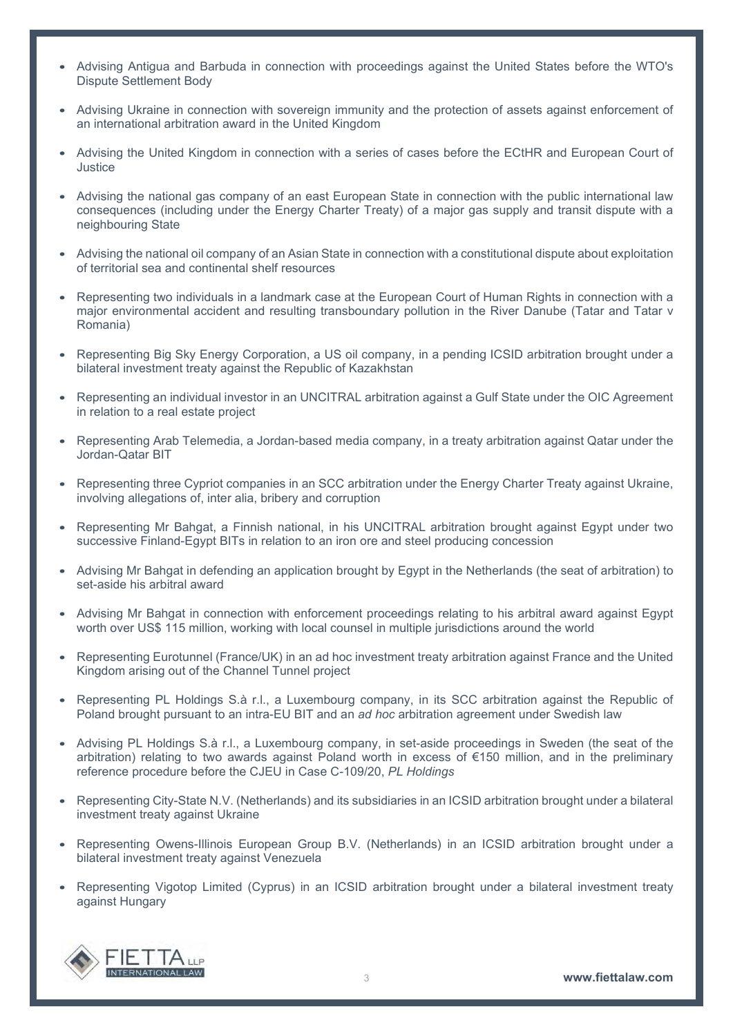- Advising Antigua and Barbuda in connection with proceedings against the United States before the WTO's Dispute Settlement Body
- Advising Ukraine in connection with sovereign immunity and the protection of assets against enforcement of an international arbitration award in the United Kingdom
- Advising the United Kingdom in connection with a series of cases before the ECtHR and European Court of Justice
- Advising the national gas company of an east European State in connection with the public international law consequences (including under the Energy Charter Treaty) of a major gas supply and transit dispute with a neighbouring State
- Advising the national oil company of an Asian State in connection with a constitutional dispute about exploitation of territorial sea and continental shelf resources
- Representing two individuals in a landmark case at the European Court of Human Rights in connection with a major environmental accident and resulting transboundary pollution in the River Danube (Tatar and Tatar v Romania)
- Representing Big Sky Energy Corporation, a US oil company, in a pending ICSID arbitration brought under a bilateral investment treaty against the Republic of Kazakhstan
- Representing an individual investor in an UNCITRAL arbitration against a Gulf State under the OIC Agreement in relation to a real estate project
- Representing Arab Telemedia, a Jordan-based media company, in a treaty arbitration against Qatar under the Jordan-Qatar BIT
- Representing three Cypriot companies in an SCC arbitration under the Energy Charter Treaty against Ukraine, involving allegations of, inter alia, bribery and corruption
- Representing Mr Bahgat, a Finnish national, in his UNCITRAL arbitration brought against Egypt under two successive Finland-Egypt BITs in relation to an iron ore and steel producing concession
- Advising Mr Bahgat in defending an application brought by Egypt in the Netherlands (the seat of arbitration) to set-aside his arbitral award
- Advising Mr Bahgat in connection with enforcement proceedings relating to his arbitral award against Egypt worth over US$ 115 million, working with local counsel in multiple jurisdictions around the world
- Representing Eurotunnel (France/UK) in an ad hoc investment treaty arbitration against France and the United Kingdom arising out of the Channel Tunnel project
- Representing PL Holdings S.à r.l., a Luxembourg company, in its SCC arbitration against the Republic of Poland brought pursuant to an intra-EU BIT and an *ad hoc* arbitration agreement under Swedish law
- Advising PL Holdings S.à r.l., a Luxembourg company, in set-aside proceedings in Sweden (the seat of the arbitration) relating to two awards against Poland worth in excess of €150 million, and in the preliminary reference procedure before the CJEU in Case C-109/20, *PL Holdings*
- Representing City-State N.V. (Netherlands) and its subsidiaries in an ICSID arbitration brought under a bilateral investment treaty against Ukraine
- Representing Owens-Illinois European Group B.V. (Netherlands) in an ICSID arbitration brought under a bilateral investment treaty against Venezuela
- Representing Vigotop Limited (Cyprus) in an ICSID arbitration brought under a bilateral investment treaty against Hungary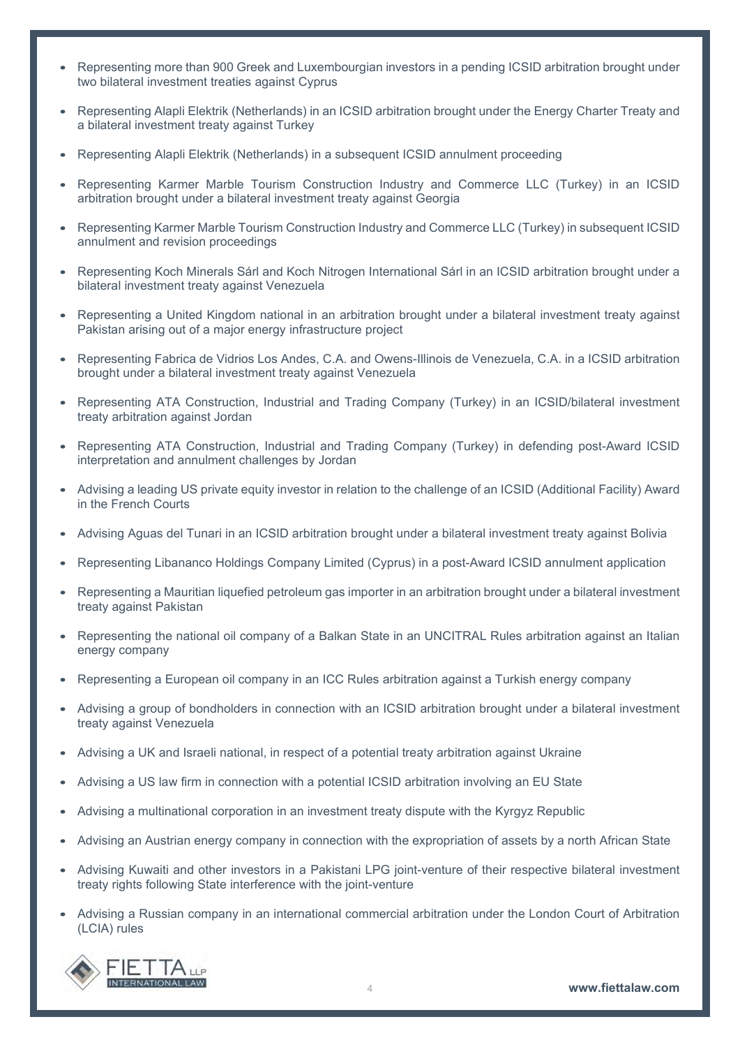- Representing more than 900 Greek and Luxembourgian investors in a pending ICSID arbitration brought under two bilateral investment treaties against Cyprus
- Representing Alapli Elektrik (Netherlands) in an ICSID arbitration brought under the Energy Charter Treaty and a bilateral investment treaty against Turkey
- Representing Alapli Elektrik (Netherlands) in a subsequent ICSID annulment proceeding
- Representing Karmer Marble Tourism Construction Industry and Commerce LLC (Turkey) in an ICSID arbitration brought under a bilateral investment treaty against Georgia
- Representing Karmer Marble Tourism Construction Industry and Commerce LLC (Turkey) in subsequent ICSID annulment and revision proceedings
- Representing Koch Minerals Sárl and Koch Nitrogen International Sárl in an ICSID arbitration brought under a bilateral investment treaty against Venezuela
- Representing a United Kingdom national in an arbitration brought under a bilateral investment treaty against Pakistan arising out of a major energy infrastructure project
- Representing Fabrica de Vidrios Los Andes, C.A. and Owens-Illinois de Venezuela, C.A. in a ICSID arbitration brought under a bilateral investment treaty against Venezuela
- Representing ATA Construction, Industrial and Trading Company (Turkey) in an ICSID/bilateral investment treaty arbitration against Jordan
- Representing ATA Construction, Industrial and Trading Company (Turkey) in defending post-Award ICSID interpretation and annulment challenges by Jordan
- Advising a leading US private equity investor in relation to the challenge of an ICSID (Additional Facility) Award in the French Courts
- Advising Aguas del Tunari in an ICSID arbitration brought under a bilateral investment treaty against Bolivia
- Representing Libananco Holdings Company Limited (Cyprus) in a post-Award ICSID annulment application
- Representing a Mauritian liquefied petroleum gas importer in an arbitration brought under a bilateral investment treaty against Pakistan
- Representing the national oil company of a Balkan State in an UNCITRAL Rules arbitration against an Italian energy company
- Representing a European oil company in an ICC Rules arbitration against a Turkish energy company
- Advising a group of bondholders in connection with an ICSID arbitration brought under a bilateral investment treaty against Venezuela
- Advising a UK and Israeli national, in respect of a potential treaty arbitration against Ukraine
- Advising a US law firm in connection with a potential ICSID arbitration involving an EU State
- Advising a multinational corporation in an investment treaty dispute with the Kyrgyz Republic
- Advising an Austrian energy company in connection with the expropriation of assets by a north African State
- Advising Kuwaiti and other investors in a Pakistani LPG joint-venture of their respective bilateral investment treaty rights following State interference with the joint-venture
- Advising a Russian company in an international commercial arbitration under the London Court of Arbitration (LCIA) rules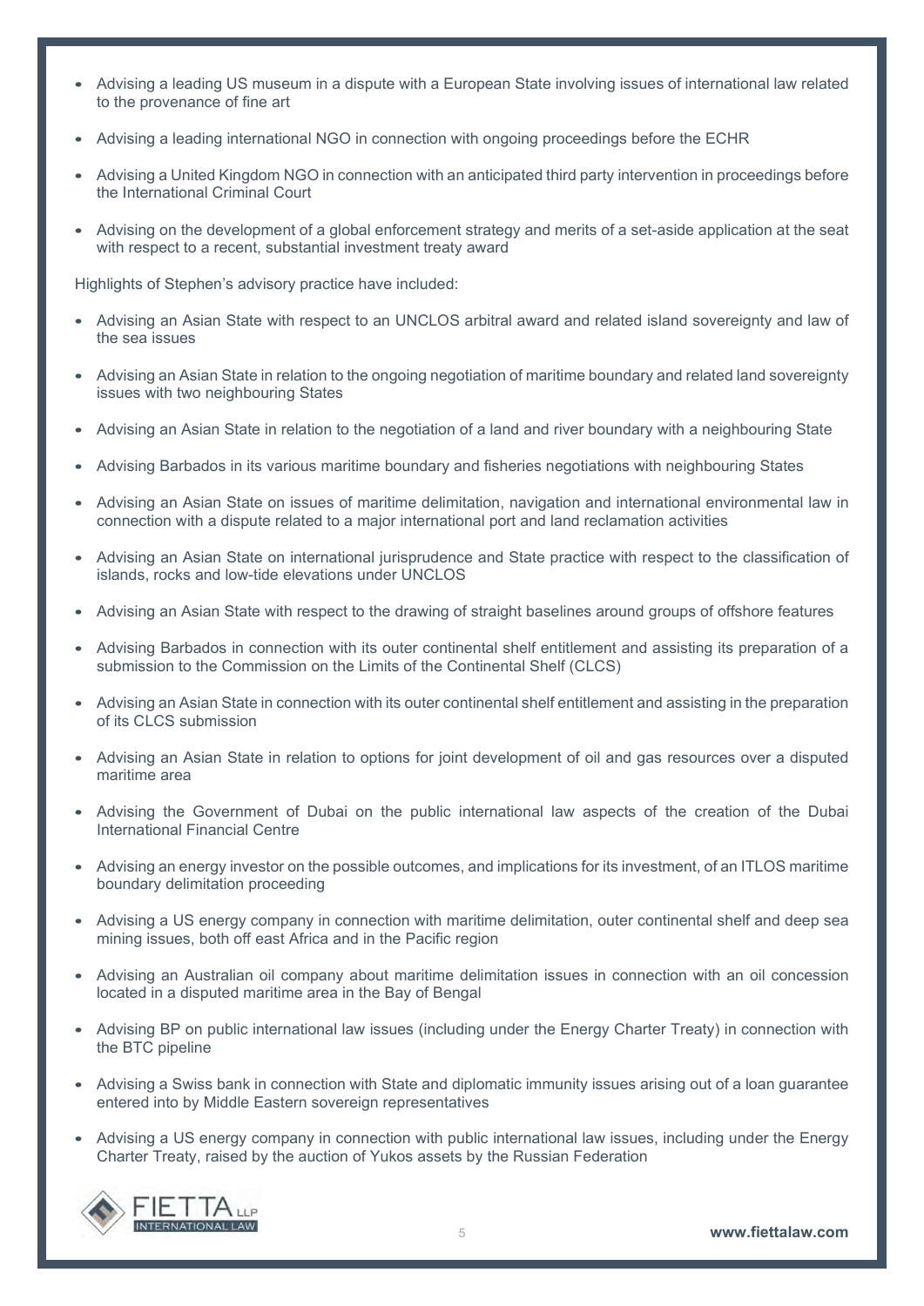- Advising a leading US museum in a dispute with a European State involving issues of international law related to the provenance of fine art
- Advising a leading international NGO in connection with ongoing proceedings before the ECHR
- Advising a United Kingdom NGO in connection with an anticipated third party intervention in proceedings before the International Criminal Court
- Advising on the development of a global enforcement strategy and merits of a set-aside application at the seat with respect to a recent, substantial investment treaty award

Highlights of Stephen's advisory practice have included:

- Advising an Asian State with respect to an UNCLOS arbitral award and related island sovereignty and law of the sea issues
- Advising an Asian State in relation to the ongoing negotiation of maritime boundary and related land sovereignty issues with two neighbouring States
- Advising an Asian State in relation to the negotiation of a land and river boundary with a neighbouring State
- Advising Barbados in its various maritime boundary and fisheries negotiations with neighbouring States
- Advising an Asian State on issues of maritime delimitation, navigation and international environmental law in connection with a dispute related to a major international port and land reclamation activities
- Advising an Asian State on international jurisprudence and State practice with respect to the classification of islands, rocks and low-tide elevations under UNCLOS
- Advising an Asian State with respect to the drawing of straight baselines around groups of offshore features
- Advising Barbados in connection with its outer continental shelf entitlement and assisting its preparation of a submission to the Commission on the Limits of the Continental Shelf (CLCS)
- Advising an Asian State in connection with its outer continental shelf entitlement and assisting in the preparation of its CLCS submission
- Advising an Asian State in relation to options for joint development of oil and gas resources over a disputed maritime area
- Advising the Government of Dubai on the public international law aspects of the creation of the Dubai International Financial Centre
- Advising an energy investor on the possible outcomes, and implications for its investment, of an ITLOS maritime boundary delimitation proceeding
- Advising a US energy company in connection with maritime delimitation, outer continental shelf and deep sea mining issues, both off east Africa and in the Pacific region
- Advising an Australian oil company about maritime delimitation issues in connection with an oil concession located in a disputed maritime area in the Bay of Bengal
- Advising BP on public international law issues (including under the Energy Charter Treaty) in connection with the BTC pipeline
- Advising a Swiss bank in connection with State and diplomatic immunity issues arising out of a loan guarantee entered into by Middle Eastern sovereign representatives
- Advising a US energy company in connection with public international law issues, including under the Energy Charter Treaty, raised by the auction of Yukos assets by the Russian Federation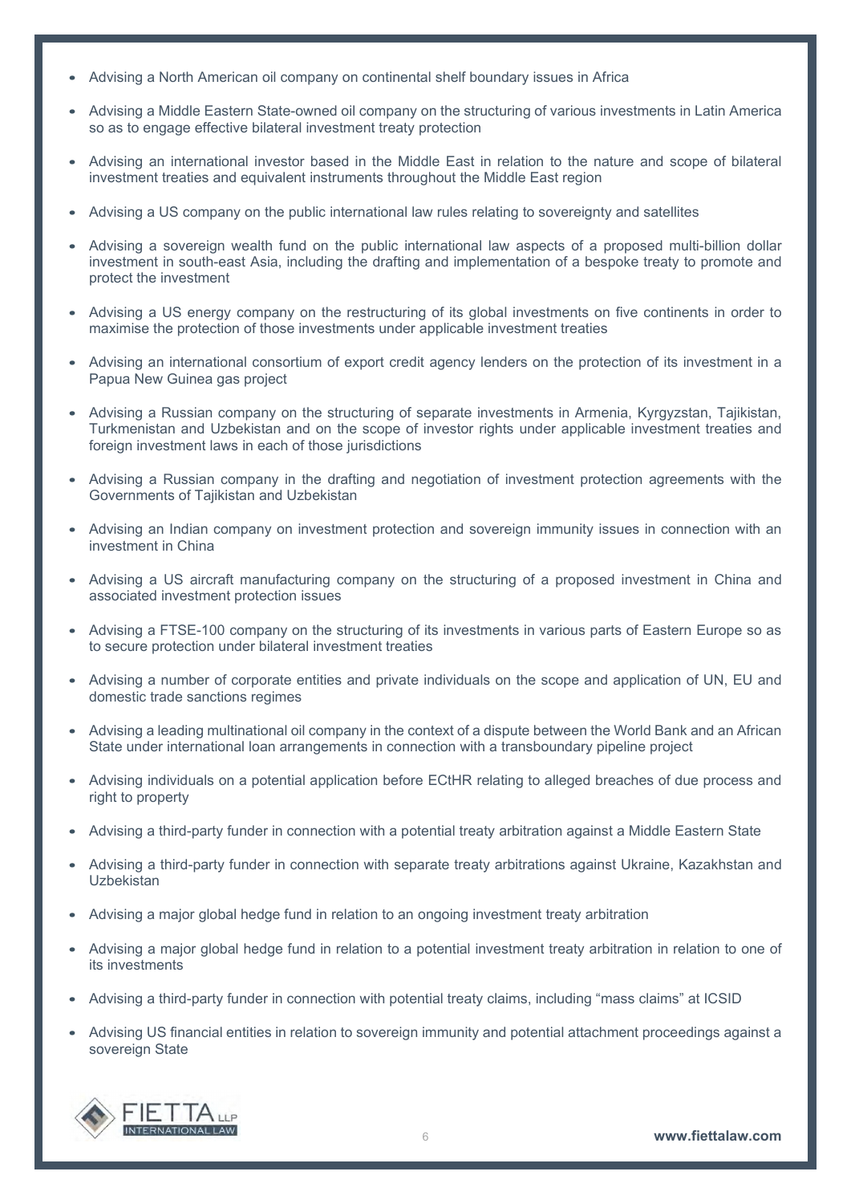- Advising a North American oil company on continental shelf boundary issues in Africa
- Advising a Middle Eastern State-owned oil company on the structuring of various investments in Latin America so as to engage effective bilateral investment treaty protection
- Advising an international investor based in the Middle East in relation to the nature and scope of bilateral investment treaties and equivalent instruments throughout the Middle East region
- Advising a US company on the public international law rules relating to sovereignty and satellites
- Advising a sovereign wealth fund on the public international law aspects of a proposed multi-billion dollar investment in south-east Asia, including the drafting and implementation of a bespoke treaty to promote and protect the investment
- Advising a US energy company on the restructuring of its global investments on five continents in order to maximise the protection of those investments under applicable investment treaties
- Advising an international consortium of export credit agency lenders on the protection of its investment in a Papua New Guinea gas project
- Advising a Russian company on the structuring of separate investments in Armenia, Kyrgyzstan, Tajikistan, Turkmenistan and Uzbekistan and on the scope of investor rights under applicable investment treaties and foreign investment laws in each of those jurisdictions
- Advising a Russian company in the drafting and negotiation of investment protection agreements with the Governments of Tajikistan and Uzbekistan
- Advising an Indian company on investment protection and sovereign immunity issues in connection with an investment in China
- Advising a US aircraft manufacturing company on the structuring of a proposed investment in China and associated investment protection issues
- Advising a FTSE-100 company on the structuring of its investments in various parts of Eastern Europe so as to secure protection under bilateral investment treaties
- Advising a number of corporate entities and private individuals on the scope and application of UN, EU and domestic trade sanctions regimes
- Advising a leading multinational oil company in the context of a dispute between the World Bank and an African State under international loan arrangements in connection with a transboundary pipeline project
- Advising individuals on a potential application before ECtHR relating to alleged breaches of due process and right to property
- Advising a third-party funder in connection with a potential treaty arbitration against a Middle Eastern State
- Advising a third-party funder in connection with separate treaty arbitrations against Ukraine, Kazakhstan and Uzbekistan
- Advising a major global hedge fund in relation to an ongoing investment treaty arbitration
- Advising a major global hedge fund in relation to a potential investment treaty arbitration in relation to one of its investments
- Advising a third-party funder in connection with potential treaty claims, including "mass claims" at ICSID
- Advising US financial entities in relation to sovereign immunity and potential attachment proceedings against a sovereign State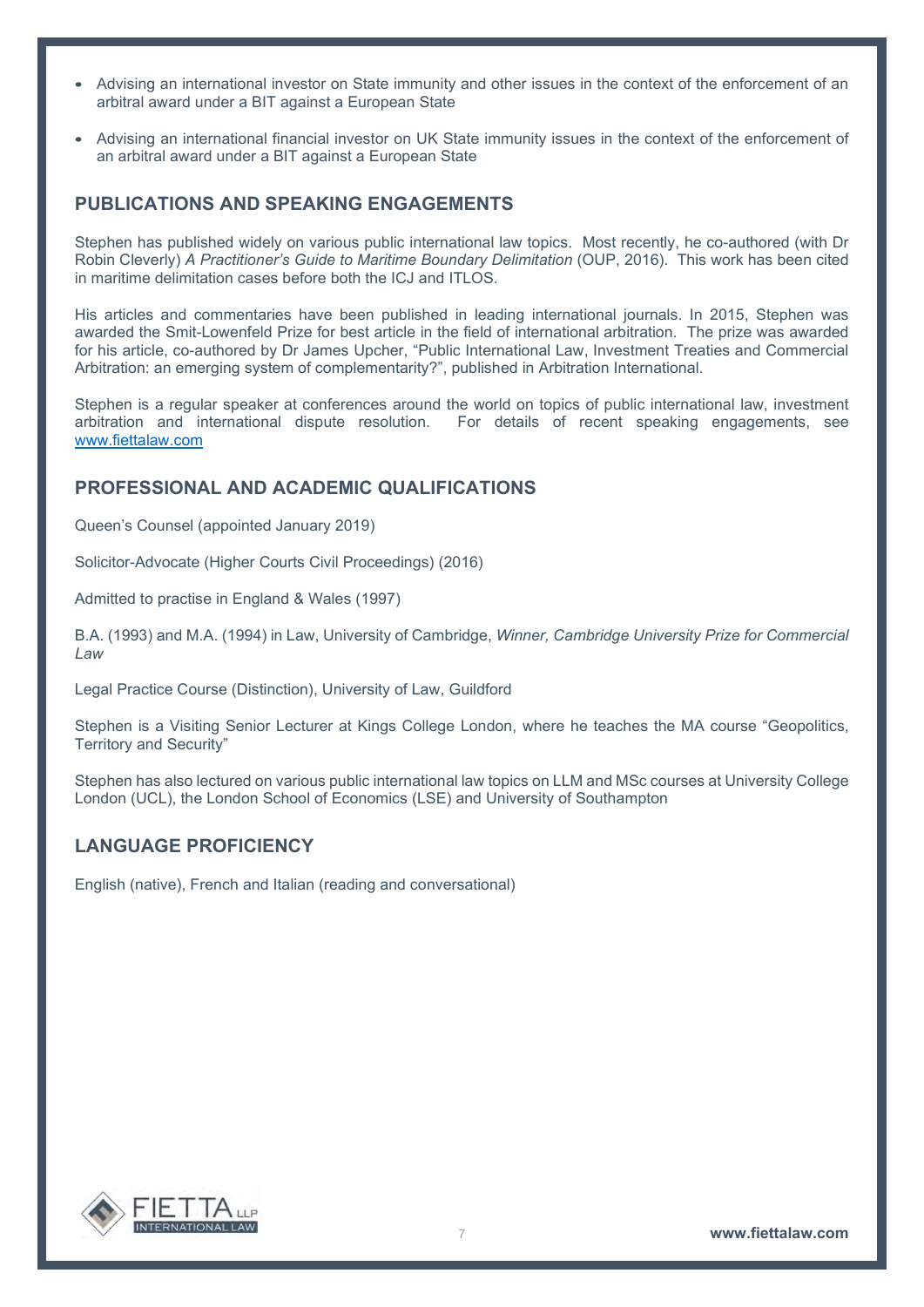- Advising an international investor on State immunity and other issues in the context of the enforcement of an arbitral award under a BIT against a European State
- Advising an international financial investor on UK State immunity issues in the context of the enforcement of an arbitral award under a BIT against a European State

## PUBLICATIONS AND SPEAKING ENGAGEMENTS

Stephen has published widely on various public international law topics. Most recently, he co-authored (with Dr Robin Cleverly) *A Practitioner's Guide to Maritime Boundary Delimitation* (OUP, 2016). This work has been cited in maritime delimitation cases before both the ICJ and ITLOS.

His articles and commentaries have been published in leading international journals. In 2015, Stephen was awarded the Smit-Lowenfeld Prize for best article in the field of international arbitration. The prize was awarded for his article, co-authored by Dr James Upcher, "Public International Law, Investment Treaties and Commercial Arbitration: an emerging system of complementarity?", published in Arbitration International.

Stephen is a regular speaker at conferences around the world on topics of public international law, investment arbitration and international dispute resolution. For details of recent speaking engagements, see [www.fiettalaw.com](http://www.fiettalaw.com)

## PROFESSIONAL AND ACADEMIC QUALIFICATIONS

Queen's Counsel (appointed January 2019)

Solicitor-Advocate (Higher Courts Civil Proceedings) (2016)

Admitted to practise in England & Wales (1997)

B.A. (1993) and M.A. (1994) in Law, University of Cambridge, *Winner, Cambridge University Prize for Commercial Law*

Legal Practice Course (Distinction), University of Law, Guildford

Stephen is a Visiting Senior Lecturer at Kings College London, where he teaches the MA course "Geopolitics, Territory and Security"

Stephen has also lectured on various public international law topics on LLM and MSc courses at University College London (UCL), the London School of Economics (LSE) and University of Southampton

## LANGUAGE PROFICIENCY

English (native), French and Italian (reading and conversational)